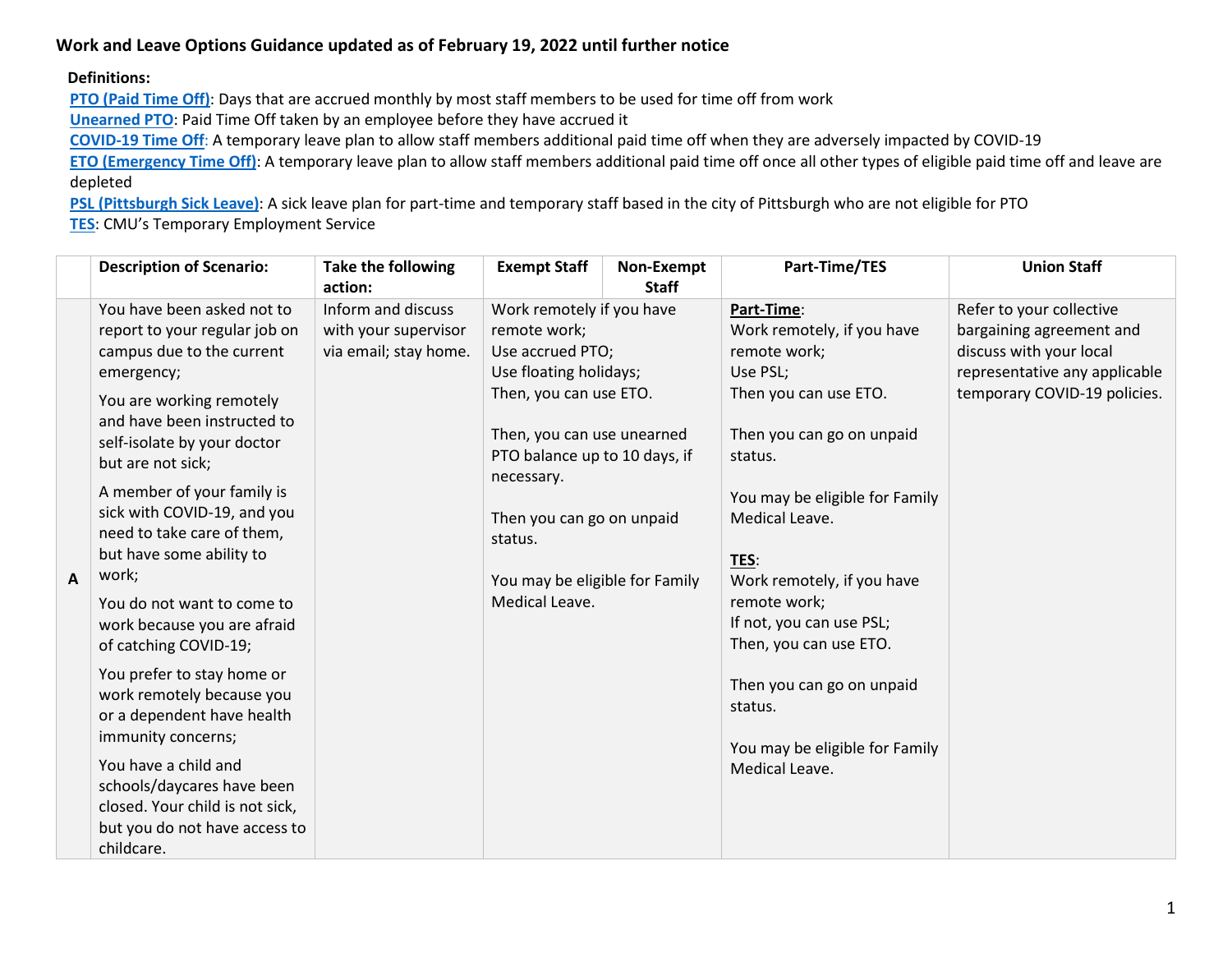**Work and Leave Options Guidance updated as of February 19, 2022 until further notice**

**Definitions:**

**PTO (Paid Time Off)**: Days that are accrued monthly by most staff members to be used for time off from work
**Unearned PTO**: Paid Time Off taken by an employee before they have accrued it
**COVID-19 Time Off**: A temporary leave plan to allow staff members additional paid time off when they are adversely impacted by COVID-19
**ETO (Emergency Time Off)**: A temporary leave plan to allow staff members additional paid time off once all other types of eligible paid time off and leave are depleted
**PSL (Pittsburgh Sick Leave)**: A sick leave plan for part-time and temporary staff based in the city of Pittsburgh who are not eligible for PTO
**TES**: CMU's Temporary Employment Service

| | Description of Scenario: | Take the following action: | Exempt Staff | Non-Exempt Staff | Part-Time/TES | Union Staff |
|---|---|---|---|---|---|---|
| **A** | You have been asked not to report to your regular job on campus due to the current emergency;<br><br>You are working remotely and have been instructed to self-isolate by your doctor but are not sick;<br><br>A member of your family is sick with COVID-19, and you need to take care of them, but have some ability to work;<br><br>You do not want to come to work because you are afraid of catching COVID-19;<br><br>You prefer to stay home or work remotely because you or a dependent have health immunity concerns;<br><br>You have a child and schools/daycares have been closed. Your child is not sick, but you do not have access to childcare. | Inform and discuss with your supervisor via email; stay home. | Work remotely if you have remote work;<br>Use accrued PTO;<br>Use floating holidays;<br>Then, you can use ETO.<br><br>Then, you can use unearned PTO balance up to 10 days, if necessary.<br><br>Then you can go on unpaid status.<br><br>You may be eligible for Family Medical Leave. | | **Part-Time**:<br>Work remotely, if you have remote work;<br>Use PSL;<br>Then you can use ETO.<br><br>Then you can go on unpaid status.<br><br>You may be eligible for Family Medical Leave.<br><br>**TES**:<br>Work remotely, if you have remote work;<br>If not, you can use PSL;<br>Then, you can use ETO.<br><br>Then you can go on unpaid status.<br><br>You may be eligible for Family Medical Leave. | Refer to your collective bargaining agreement and discuss with your local representative any applicable temporary COVID-19 policies. |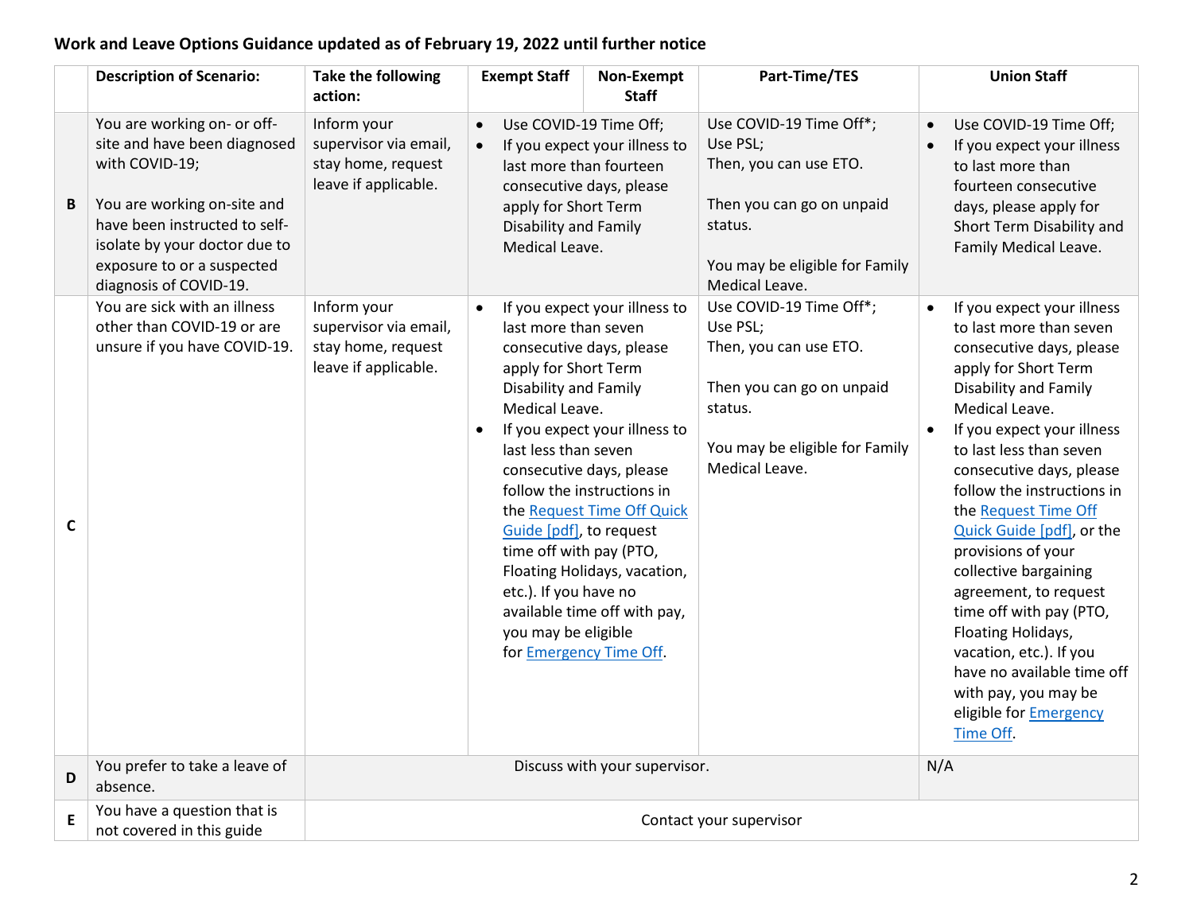**Work and Leave Options Guidance updated as of February 19, 2022 until further notice**

| | Description of Scenario: | Take the following action: | Exempt Staff | Non-Exempt Staff | Part-Time/TES | Union Staff |
|---|---|---|---|---|---|---|
| B | You are working on- or off-site and have been diagnosed with COVID-19;<br><br>You are working on-site and have been instructed to self-isolate by your doctor due to exposure to or a suspected diagnosis of COVID-19. | Inform your supervisor via email, stay home, request leave if applicable. | • Use COVID-19 Time Off;<br>• If you expect your illness to last more than fourteen consecutive days, please apply for Short Term Disability and Family Medical Leave. | | Use COVID-19 Time Off*;<br>Use PSL;<br>Then, you can use ETO.<br><br>Then you can go on unpaid status.<br><br>You may be eligible for Family Medical Leave. | • Use COVID-19 Time Off;<br>• If you expect your illness to last more than fourteen consecutive days, please apply for Short Term Disability and Family Medical Leave. |
| C | You are sick with an illness other than COVID-19 or are unsure if you have COVID-19. | Inform your supervisor via email, stay home, request leave if applicable. | • If you expect your illness to last more than seven consecutive days, please apply for Short Term Disability and Family Medical Leave.<br>• If you expect your illness to last less than seven consecutive days, please follow the instructions in the Request Time Off Quick Guide [pdf], to request time off with pay (PTO, Floating Holidays, vacation, etc.). If you have no available time off with pay, you may be eligible for Emergency Time Off. | | Use COVID-19 Time Off*;<br>Use PSL;<br>Then, you can use ETO.<br><br>Then you can go on unpaid status.<br><br>You may be eligible for Family Medical Leave. | • If you expect your illness to last more than seven consecutive days, please apply for Short Term Disability and Family Medical Leave.<br>• If you expect your illness to last less than seven consecutive days, please follow the instructions in the Request Time Off Quick Guide [pdf], or the provisions of your collective bargaining agreement, to request time off with pay (PTO, Floating Holidays, vacation, etc.). If you have no available time off with pay, you may be eligible for Emergency Time Off. |
| D | You prefer to take a leave of absence. | Discuss with your supervisor. | | | | N/A |
| E | You have a question that is not covered in this guide | Contact your supervisor | | | | |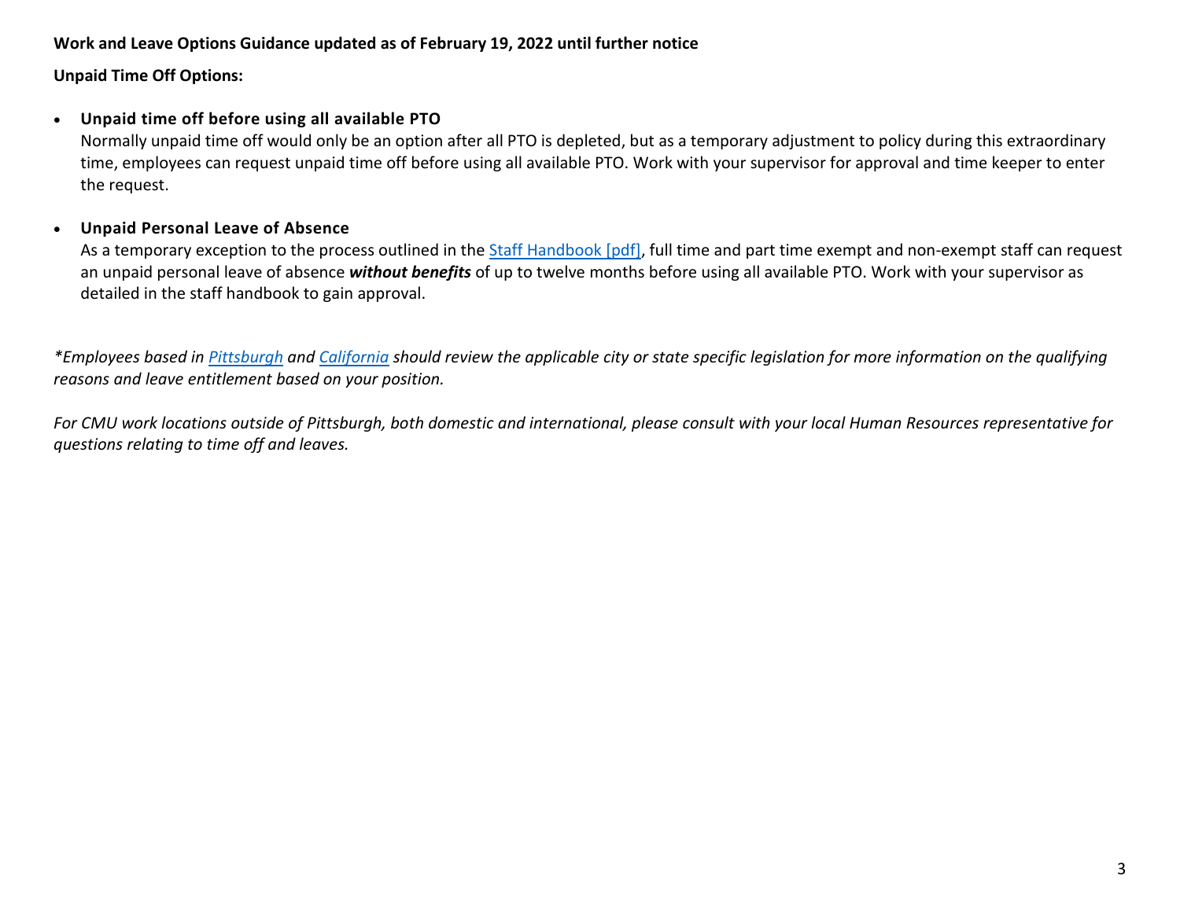**Work and Leave Options Guidance updated as of February 19, 2022 until further notice**

**Unpaid Time Off Options:**

- **Unpaid time off before using all available PTO**
  Normally unpaid time off would only be an option after all PTO is depleted, but as a temporary adjustment to policy during this extraordinary time, employees can request unpaid time off before using all available PTO. Work with your supervisor for approval and time keeper to enter the request.

- **Unpaid Personal Leave of Absence**
  As a temporary exception to the process outlined in the Staff Handbook [pdf], full time and part time exempt and non-exempt staff can request an unpaid personal leave of absence ***without benefits*** of up to twelve months before using all available PTO. Work with your supervisor as detailed in the staff handbook to gain approval.

**Employees based in Pittsburgh and California should review the applicable city or state specific legislation for more information on the qualifying reasons and leave entitlement based on your position.*

*For CMU work locations outside of Pittsburgh, both domestic and international, please consult with your local Human Resources representative for questions relating to time off and leaves.*